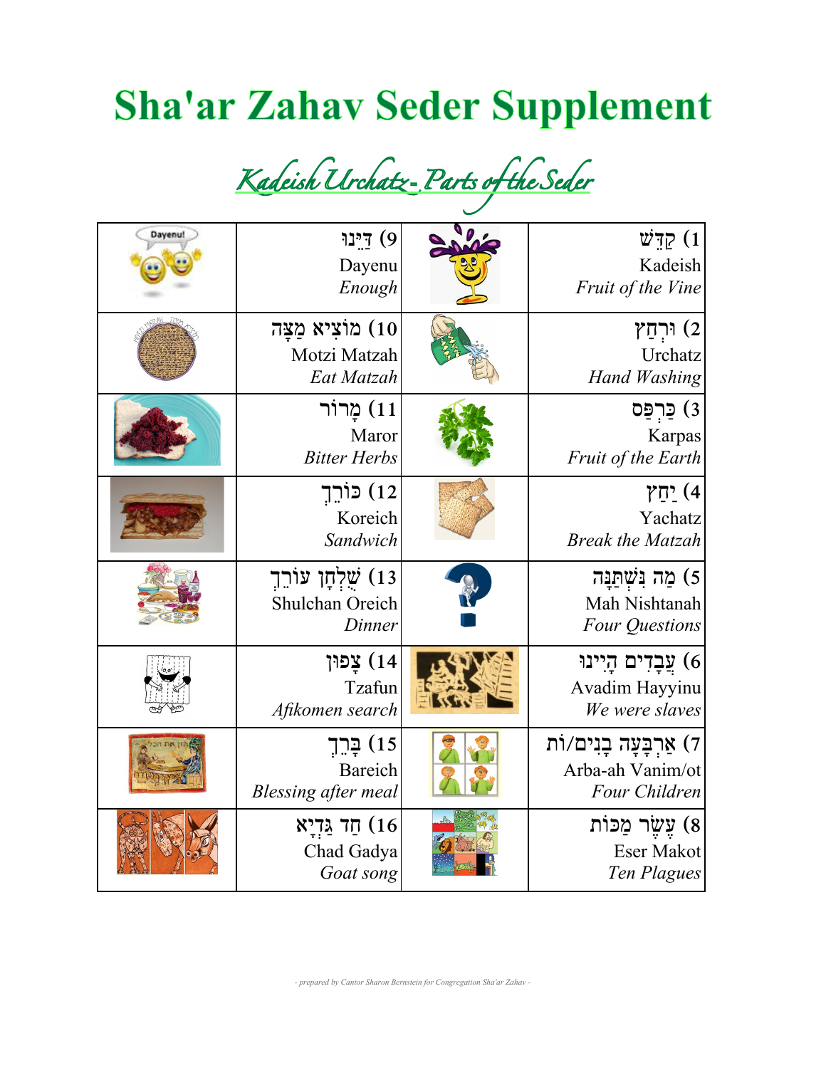# Sha'ar Zahav Seder Supplement

## *Kadeish Urchatz- Parts of the Seder*

| | | | |
|---|---|---|---|
| | 9) דַּיֵּנוּ<br>Dayenu<br>*Enough* | | 1) קַדֵּשׁ<br>Kadeish<br>*Fruit of the Vine* |
| | 10) מוֹצִיא מַצָּה<br>Motzi Matzah<br>*Eat Matzah* | | 2) וּרְחַץ<br>Urchatz<br>*Hand Washing* |
| | 11) מָרוֹר<br>Maror<br>*Bitter Herbs* | | 3) כַּרְפַּס<br>Karpas<br>*Fruit of the Earth* |
| | 12) כּוֹרֵךְ<br>Koreich<br>*Sandwich* | | 4) יַחַץ<br>Yachatz<br>*Break the Matzah* |
| | 13) שֻׁלְחָן עוֹרֵךְ<br>Shulchan Oreich<br>*Dinner* | | 5) מַה נִּשְׁתַּנָּה<br>Mah Nishtanah<br>*Four Questions* |
| | 14) צָפוּן<br>Tzafun<br>*Afikomen search* | | 6) עֲבָדִים הָיִינוּ<br>Avadim Hayyinu<br>*We were slaves* |
| | 15) בָּרֵךְ<br>Bareich<br>*Blessing after meal* | | 7) אַרְבָּעָה בָּנִים/וֹת<br>Arba-ah Vanim/ot<br>*Four Children* |
| | 16) חַד גַּדְיָא<br>Chad Gadya<br>*Goat song* | | 8) עֶשֶׂר מַכּוֹת<br>Eser Makot<br>*Ten Plagues* |

*- prepared by Cantor Sharon Bernstein for Congregation Sha'ar Zahav -*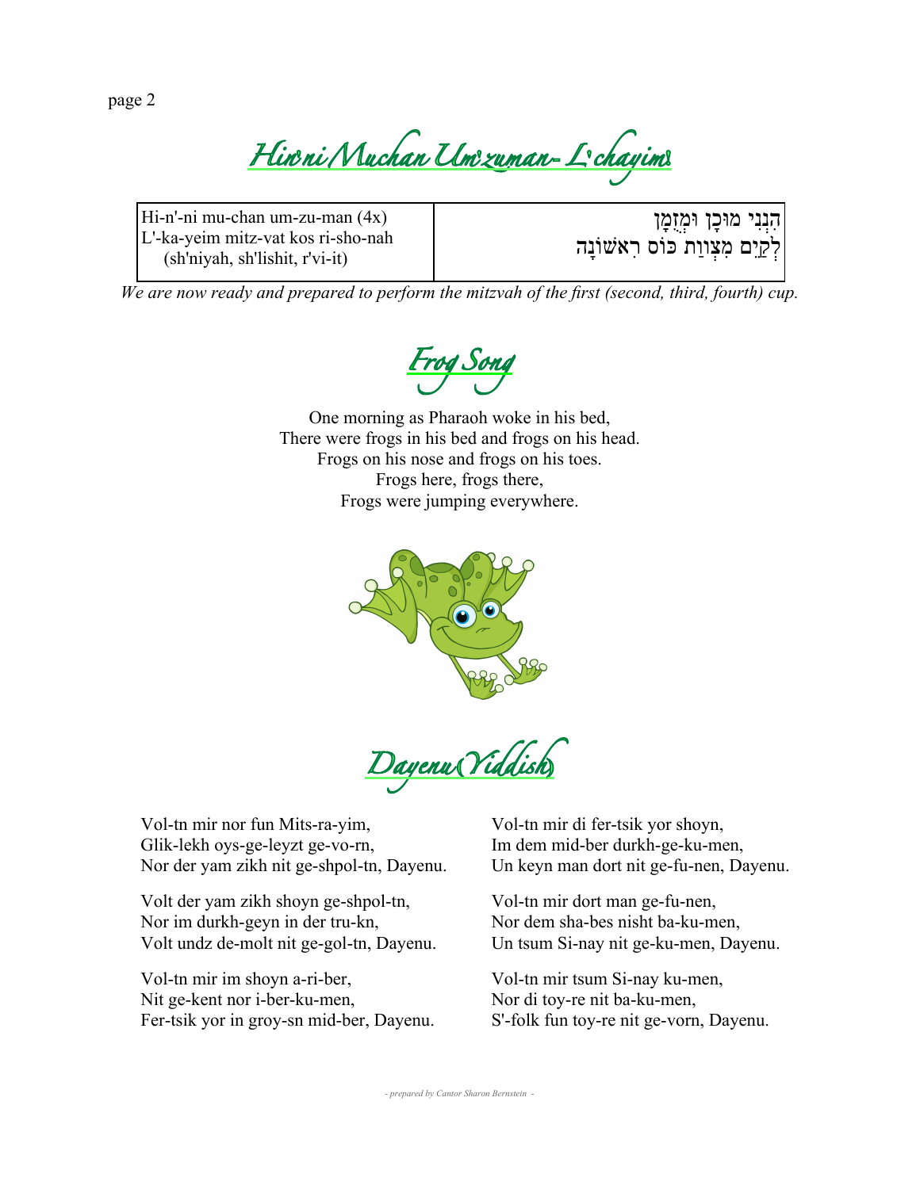## Hin'ni Muchan Um'zuman- L'chayim!

| Hi-n'-ni mu-chan um-zu-man (4x)<br>L'-ka-yeim mitz-vat kos ri-sho-nah<br>(sh'niyah, sh'lishit, r'vi-it) | הִנְנִי מוּכָן וּמְזֻמָּן<br>לְקַיֵּם מִצְוַת כּוֹס רִאשׁוֹנָה |
|---|---|

*We are now ready and prepared to perform the mitzvah of the first (second, third, fourth) cup.*

## Frog Song

One morning as Pharaoh woke in his bed,
There were frogs in his bed and frogs on his head.
Frogs on his nose and frogs on his toes.
Frogs here, frogs there,
Frogs were jumping everywhere.

## Dayenu (Yiddish)

Vol-tn mir nor fun Mits-ra-yim,
Glik-lekh oys-ge-leyzt ge-vo-rn,
Nor der yam zikh nit ge-shpol-tn, Dayenu.

Volt der yam zikh shoyn ge-shpol-tn,
Nor im durkh-geyn in der tru-kn,
Volt undz de-molt nit ge-gol-tn, Dayenu.

Vol-tn mir im shoyn a-ri-ber,
Nit ge-kent nor i-ber-ku-men,
Fer-tsik yor in groy-sn mid-ber, Dayenu.

Vol-tn mir di fer-tsik yor shoyn,
Im dem mid-ber durkh-ge-ku-men,
Un keyn man dort nit ge-fu-nen, Dayenu.

Vol-tn mir dort man ge-fu-nen,
Nor dem sha-bes nisht ba-ku-men,
Un tsum Si-nay nit ge-ku-men, Dayenu.

Vol-tn mir tsum Si-nay ku-men,
Nor di toy-re nit ba-ku-men,
S'-folk fun toy-re nit ge-vorn, Dayenu.

*- prepared by Cantor Sharon Bernstein -*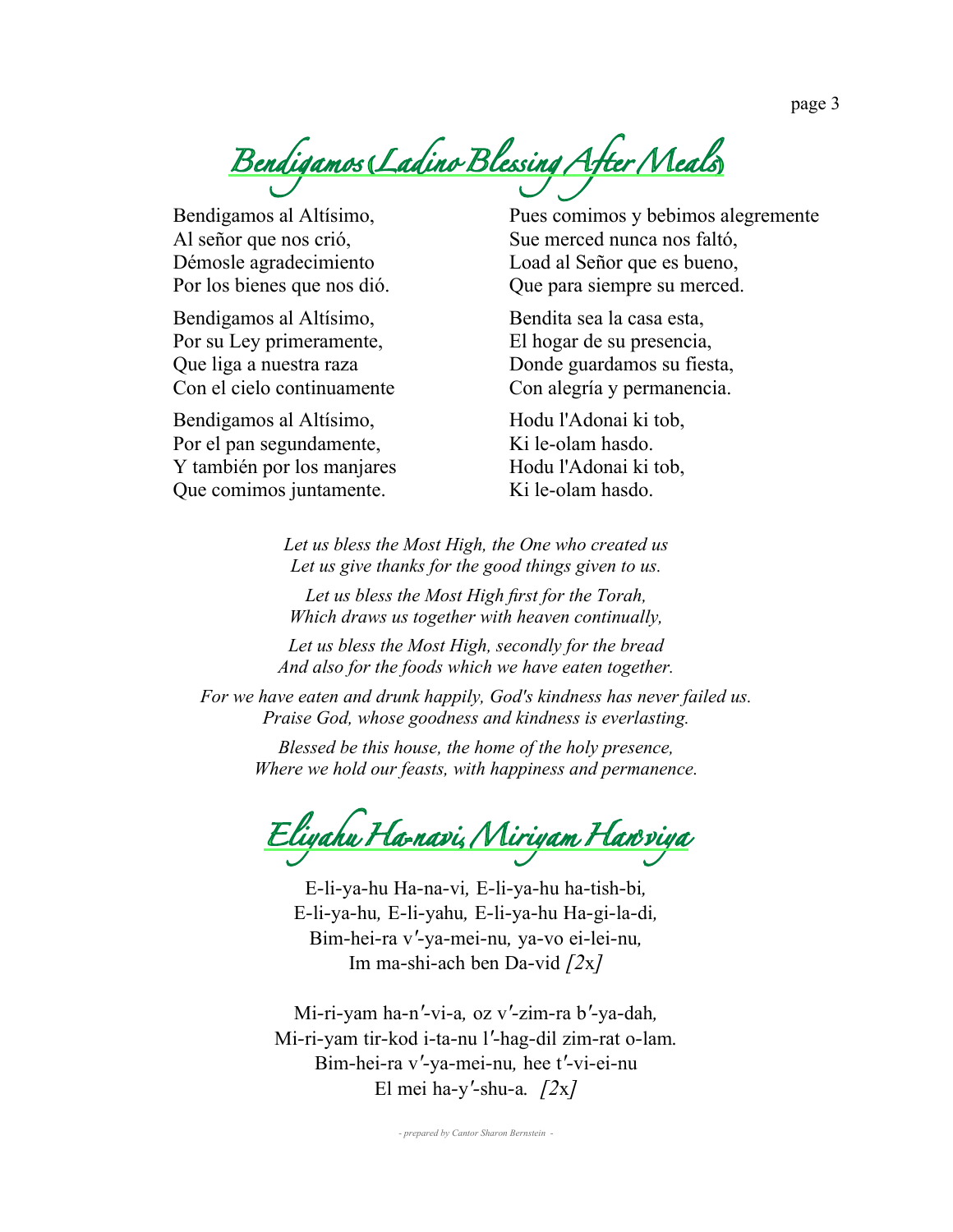## Bendigamos (Ladino Blessing After Meals)

Bendigamos al Altísimo,
Al señor que nos crió,
Démosle agradecimiento
Por los bienes que nos dió.

Bendigamos al Altísimo,
Por su Ley primeramente,
Que liga a nuestra raza
Con el cielo continuamente

Bendigamos al Altísimo,
Por el pan segundamente,
Y también por los manjares
Que comimos juntamente.

Pues comimos y bebimos alegremente
Sue merced nunca nos faltó,
Load al Señor que es bueno,
Que para siempre su merced.

Bendita sea la casa esta,
El hogar de su presencia,
Donde guardamos su fiesta,
Con alegría y permanencia.

Hodu l'Adonai ki tob,
Ki le-olam hasdo.
Hodu l'Adonai ki tob,
Ki le-olam hasdo.

*Let us bless the Most High, the One who created us*
*Let us give thanks for the good things given to us.*

*Let us bless the Most High first for the Torah,*
*Which draws us together with heaven continually,*

*Let us bless the Most High, secondly for the bread*
*And also for the foods which we have eaten together.*

*For we have eaten and drunk happily, God's kindness has never failed us.*
*Praise God, whose goodness and kindness is everlasting.*

*Blessed be this house, the home of the holy presence,*
*Where we hold our feasts, with happiness and permanence.*

## Eliyahu Ha-navi, Miriyam Han'viya

E-li-ya-hu Ha-na-vi, E-li-ya-hu ha-tish-bi,
E-li-ya-hu, E-li-yahu, E-li-ya-hu Ha-gi-la-di,
Bim-hei-ra v′-ya-mei-nu, ya-vo ei-lei-nu,
Im ma-shi-ach ben Da-vid *[2x]*

Mi-ri-yam ha-n′-vi-a, oz v′-zim-ra b′-ya-dah,
Mi-ri-yam tir-kod i-ta-nu l′-hag-dil zim-rat o-lam.
Bim-hei-ra v′-ya-mei-nu, hee t′-vi-ei-nu
El mei ha-y′-shu-a. *[2x]*

*- prepared by Cantor Sharon Bernstein -*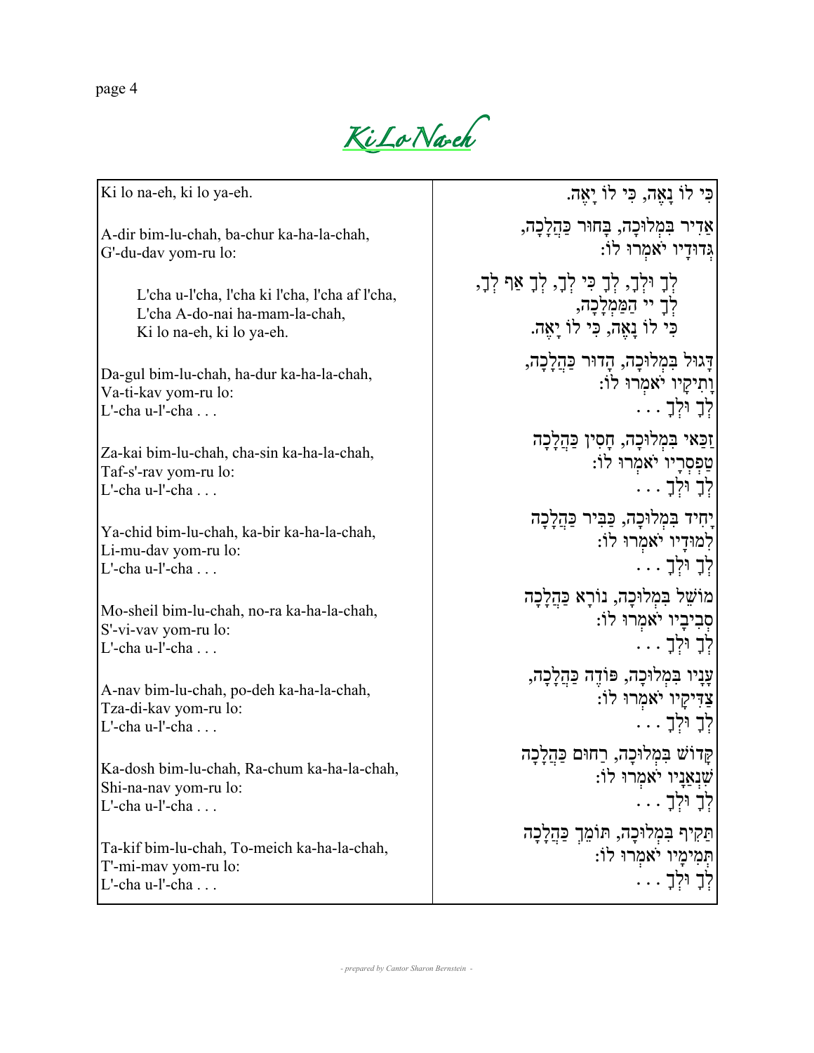# Ki Lo Na-eh

| Ki lo na-eh, ki lo ya-eh. | כִּי לוֹ נָאֶה, כִּי לוֹ יָאֶה. |
|---|---|
| A-dir bim-lu-chah, ba-chur ka-ha-la-chah, G'-du-dav yom-ru lo: | אַדִּיר בִּמְלוּכָה, בָּחוּר כַּהֲלָכָה, גְּדוּדָיו יֹאמְרוּ לוֹ: |
| L'cha u-l'cha, l'cha ki l'cha, l'cha af l'cha, L'cha A-do-nai ha-mam-la-chah, Ki lo na-eh, ki lo ya-eh. | לְךָ וּלְךָ, לְךָ כִּי לְךָ, לְךָ אַף לְךָ, לְךָ יי הַמַּמְלָכָה, כִּי לוֹ נָאֶה, כִּי לוֹ יָאֶה. |
| Da-gul bim-lu-chah, ha-dur ka-ha-la-chah, Va-ti-kav yom-ru lo: L'-cha u-l'-cha . . . | דָּגוּל בִּמְלוּכָה, הָדוּר כַּהֲלָכָה, וָתִיקָיו יֹאמְרוּ לוֹ: לְךָ וּלְךָ . . . |
| Za-kai bim-lu-chah, cha-sin ka-ha-la-chah, Taf-s'-rav yom-ru lo: L'-cha u-l'-cha . . . | זַכַּאי בִּמְלוּכָה, חָסִין כַּהֲלָכָה טַפְסְרָיו יֹאמְרוּ לוֹ: לְךָ וּלְךָ . . . |
| Ya-chid bim-lu-chah, ka-bir ka-ha-la-chah, Li-mu-dav yom-ru lo: L'-cha u-l'-cha . . . | יָחִיד בִּמְלוּכָה, כַּבִּיר כַּהֲלָכָה לִמּוּדָיו יֹאמְרוּ לוֹ: לְךָ וּלְךָ . . . |
| Mo-sheil bim-lu-chah, no-ra ka-ha-la-chah, S'-vi-vav yom-ru lo: L'-cha u-l'-cha . . . | מוֹשֵׁל בִּמְלוּכָה, נוֹרָא כַּהֲלָכָה סְבִיבָיו יֹאמְרוּ לוֹ: לְךָ וּלְךָ . . . |
| A-nav bim-lu-chah, po-deh ka-ha-la-chah, Tza-di-kav yom-ru lo: L'-cha u-l'-cha . . . | עָנָיו בִּמְלוּכָה, פּוֹדֶה כַּהֲלָכָה, צַדִּיקָיו יֹאמְרוּ לוֹ: לְךָ וּלְךָ . . . |
| Ka-dosh bim-lu-chah, Ra-chum ka-ha-la-chah, Shi-na-nav yom-ru lo: L'-cha u-l'-cha . . . | קָדוֹשׁ בִּמְלוּכָה, רַחוּם כַּהֲלָכָה שִׁנְאַנָּיו יֹאמְרוּ לוֹ: לְךָ וּלְךָ . . . |
| Ta-kif bim-lu-chah, To-meich ka-ha-la-chah, T'-mi-mav yom-ru lo: L'-cha u-l'-cha . . . | תַּקִּיף בִּמְלוּכָה, תּוֹמֵךְ כַּהֲלָכָה תְּמִימָיו יֹאמְרוּ לוֹ: לְךָ וּלְךָ . . . |

*- prepared by Cantor Sharon Bernstein -*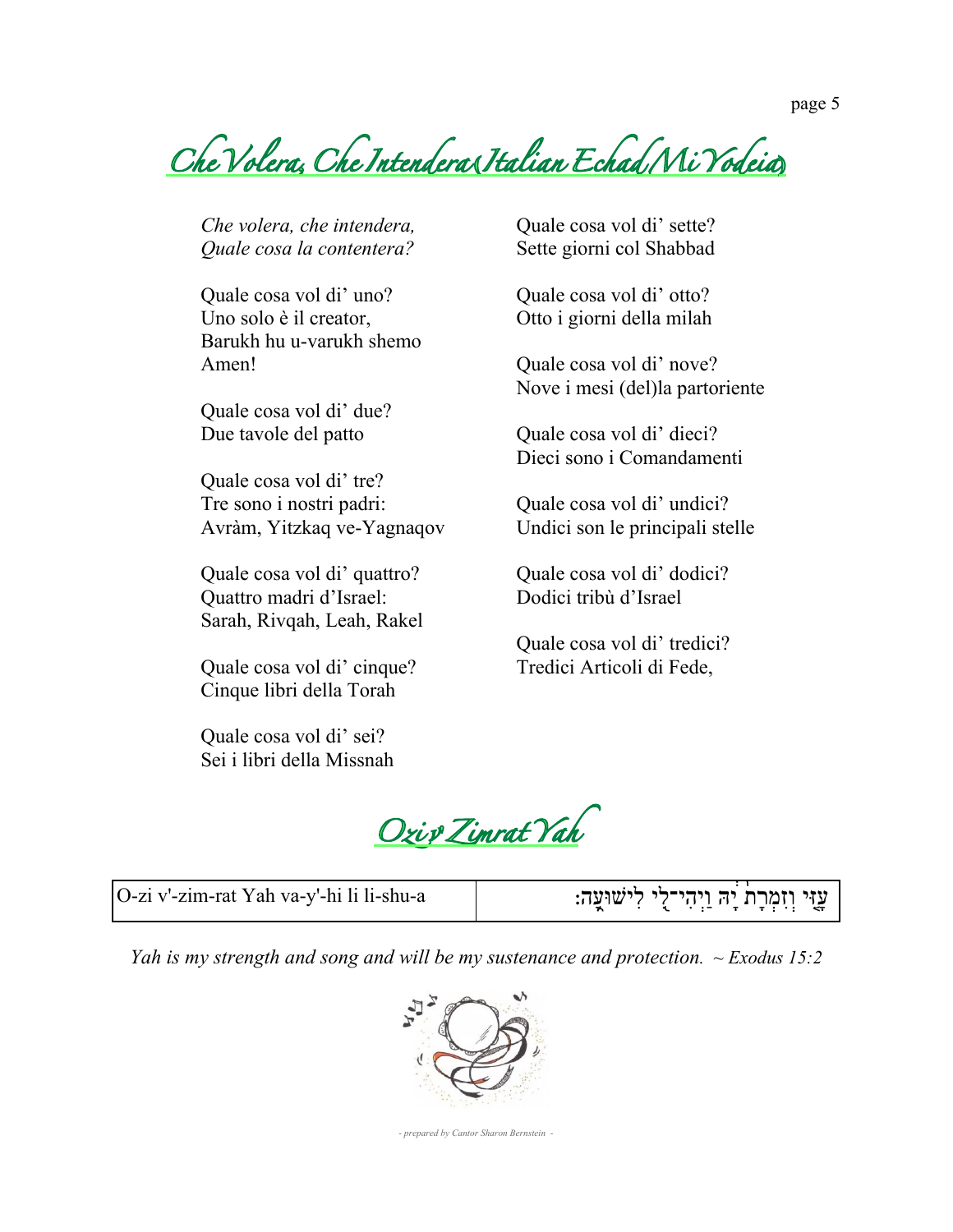# Che Volera, Che Intendera (Italian Echad Mi Yodeia)

*Che volera, che intendera,*
*Quale cosa la contentera?*

Quale cosa vol di' uno?
Uno solo è il creator,
Barukh hu u-varukh shemo
Amen!

Quale cosa vol di' due?
Due tavole del patto

Quale cosa vol di' tre?
Tre sono i nostri padri:
Avràm, Yitzkaq ve-Yagnaqov

Quale cosa vol di' quattro?
Quattro madri d'Israel:
Sarah, Rivqah, Leah, Rakel

Quale cosa vol di' cinque?
Cinque libri della Torah

Quale cosa vol di' sei?
Sei i libri della Missnah

Quale cosa vol di' sette?
Sette giorni col Shabbad

Quale cosa vol di' otto?
Otto i giorni della milah

Quale cosa vol di' nove?
Nove i mesi (del)la partoriente

Quale cosa vol di' dieci?
Dieci sono i Comandamenti

Quale cosa vol di' undici?
Undici son le principali stelle

Quale cosa vol di' dodici?
Dodici tribù d'Israel

Quale cosa vol di' tredici?
Tredici Articoli di Fede,

# Ozi v' Zimrat Yah

| O-zi v'-zim-rat Yah va-y'-hi li li-shu-a | עָזִּי וְזִמְרָת יָהּ וַיְהִי־לִי לִישׁוּעָה׃ |
|---|---|

*Yah is my strength and song and will be my sustenance and protection. ~ Exodus 15:2*

*- prepared by Cantor Sharon Bernstein -*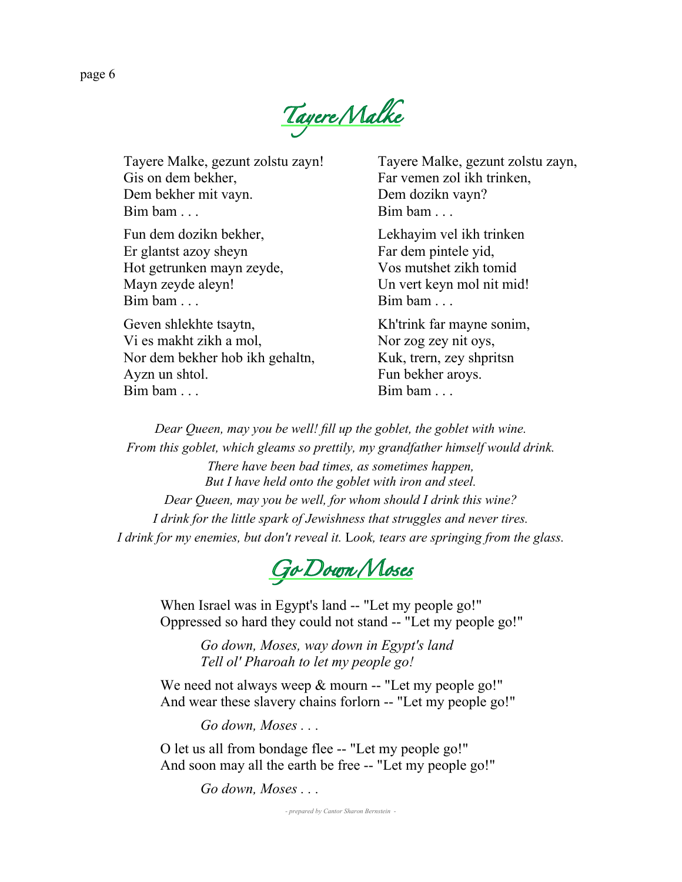## Tayere Malke

Tayere Malke, gezunt zolstu zayn!
Gis on dem bekher,
Dem bekher mit vayn.
Bim bam . . .

Fun dem dozikn bekher,
Er glantst azoy sheyn
Hot getrunken mayn zeyde,
Mayn zeyde aleyn!
Bim bam . . .

Geven shlekhte tsaytn,
Vi es makht zikh a mol,
Nor dem bekher hob ikh gehaltn,
Ayzn un shtol.
Bim bam . . .

Tayere Malke, gezunt zolstu zayn,
Far vemen zol ikh trinken,
Dem dozikn vayn?
Bim bam . . .

Lekhayim vel ikh trinken
Far dem pintele yid,
Vos mutshet zikh tomid
Un vert keyn mol nit mid!
Bim bam . . .

Kh'trink far mayne sonim,
Nor zog zey nit oys,
Kuk, trern, zey shpritsn
Fun bekher aroys.
Bim bam . . .

*Dear Queen, may you be well! fill up the goblet, the goblet with wine.*
*From this goblet, which gleams so prettily, my grandfather himself would drink.*
*There have been bad times, as sometimes happen,*
*But I have held onto the goblet with iron and steel.*
*Dear Queen, may you be well, for whom should I drink this wine?*
*I drink for the little spark of Jewishness that struggles and never tires.*
*I drink for my enemies, but don't reveal it.* Look, *tears are springing from the glass.*

## Go Down Moses

When Israel was in Egypt's land -- "Let my people go!"
Oppressed so hard they could not stand -- "Let my people go!"

> *Go down, Moses, way down in Egypt's land*
> *Tell ol' Pharoah to let my people go!*

We need not always weep & mourn -- "Let my people go!"
And wear these slavery chains forlorn -- "Let my people go!"

> *Go down, Moses . . .*

O let us all from bondage flee -- "Let my people go!"
And soon may all the earth be free -- "Let my people go!"

> *Go down, Moses . . .*

*- prepared by Cantor Sharon Bernstein -*